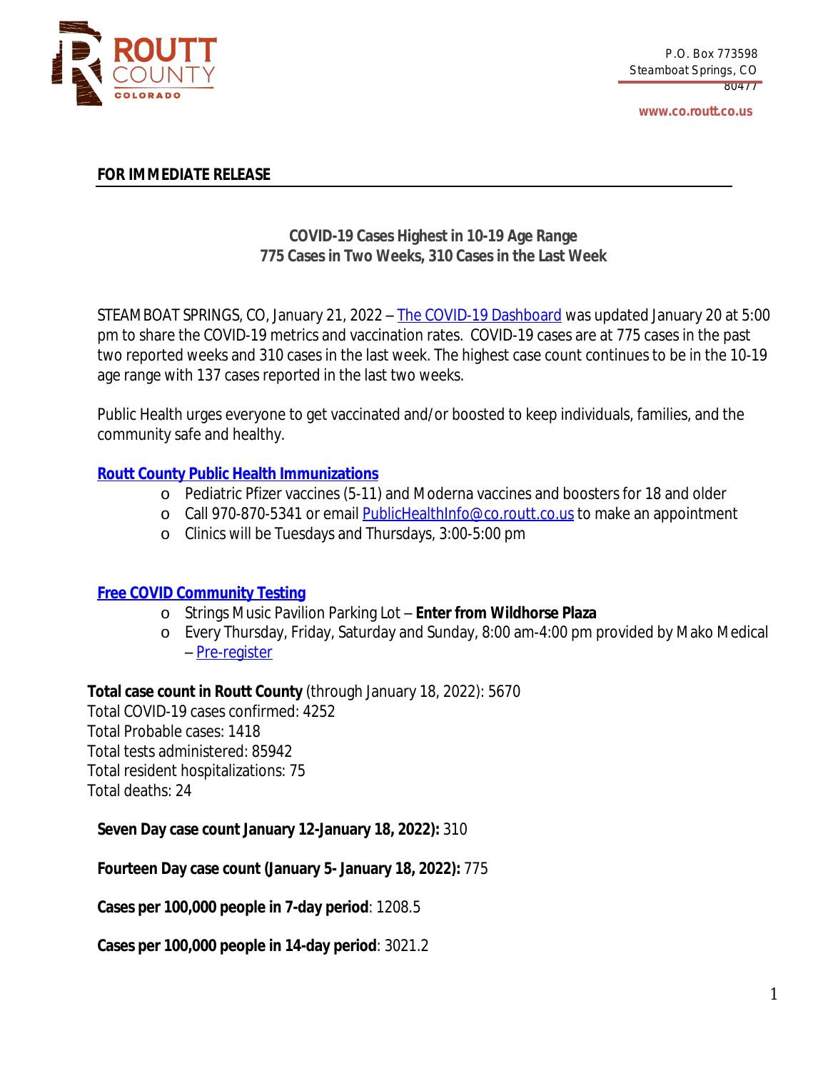P.O. Box 773598
Steamboat Springs, CO
80477

www.co.routt.co.us

**FOR IMMEDIATE RELEASE**

## COVID-19 Cases Highest in 10-19 Age Range
## 775 Cases in Two Weeks, 310 Cases in the Last Week

STEAMBOAT SPRINGS, CO, January 21, 2022 – The COVID-19 Dashboard was updated January 20 at 5:00 pm to share the COVID-19 metrics and vaccination rates. COVID-19 cases are at 775 cases in the past two reported weeks and 310 cases in the last week. The highest case count continues to be in the 10-19 age range with 137 cases reported in the last two weeks.

Public Health urges everyone to get vaccinated and/or boosted to keep individuals, families, and the community safe and healthy.

**Routt County Public Health Immunizations**

- Pediatric Pfizer vaccines (5-11) and Moderna vaccines and boosters for 18 and older
- Call 970-870-5341 or email PublicHealthInfo@co.routt.co.us to make an appointment
- Clinics will be Tuesdays and Thursdays, 3:00-5:00 pm

**Free COVID Community Testing**

- Strings Music Pavilion Parking Lot – **Enter from Wildhorse Plaza**
- Every Thursday, Friday, Saturday and Sunday, 8:00 am-4:00 pm provided by Mako Medical – Pre-register

**Total case count in Routt County** (through January 18, 2022): 5670
Total COVID-19 cases confirmed: 4252
Total Probable cases: 1418
Total tests administered: 85942
Total resident hospitalizations: 75
Total deaths: 24

**Seven Day case count January 12-January 18, 2022):** 310

**Fourteen Day case count (January 5- January 18, 2022):** 775

**Cases per 100,000 people in 7-day period**: 1208.5

**Cases per 100,000 people in 14-day period**: 3021.2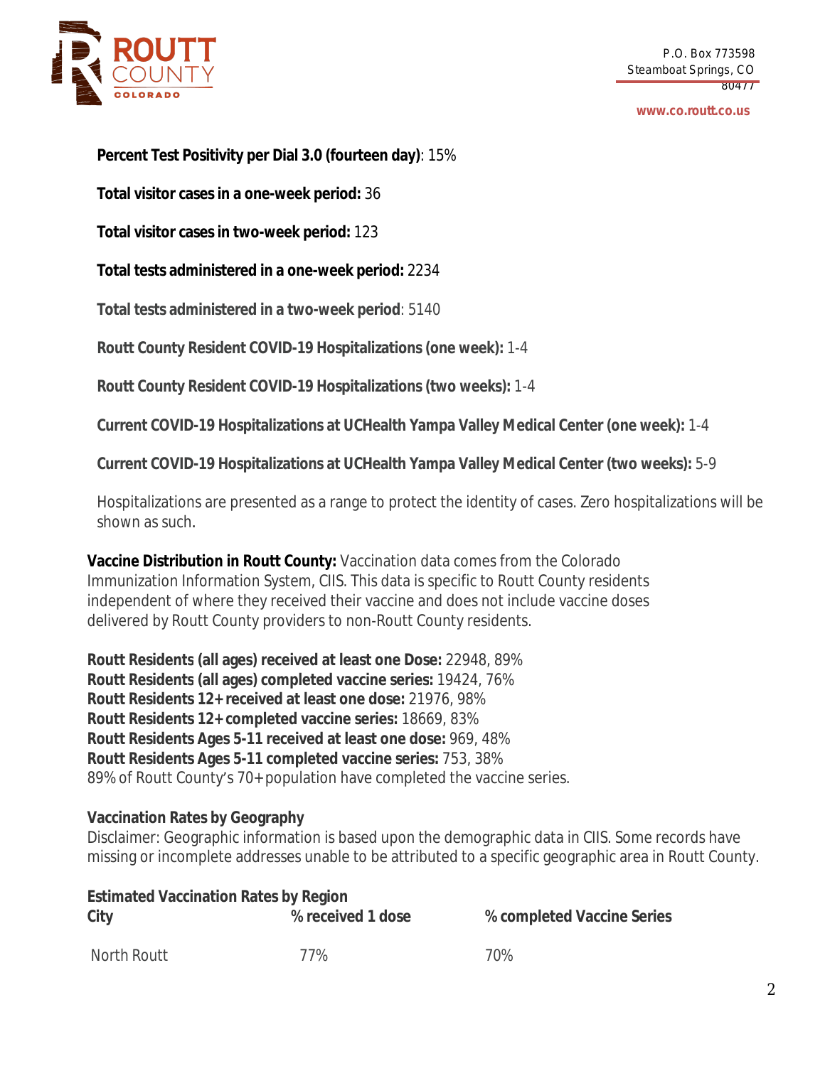**Percent Test Positivity per Dial 3.0 (fourteen day)**: 15%

**Total visitor cases in a one-week period:** 36

**Total visitor cases in two-week period:** 123

**Total tests administered in a one-week period:** 2234

**Total tests administered in a two-week period**: 5140

**Routt County Resident COVID-19 Hospitalizations (one week):** 1-4

**Routt County Resident COVID-19 Hospitalizations (two weeks):** 1-4

**Current COVID-19 Hospitalizations at UCHealth Yampa Valley Medical Center (one week):** 1-4

**Current COVID-19 Hospitalizations at UCHealth Yampa Valley Medical Center (two weeks):** 5-9

Hospitalizations are presented as a range to protect the identity of cases. Zero hospitalizations will be shown as such.

**Vaccine Distribution in Routt County:** Vaccination data comes from the Colorado Immunization Information System, CIIS. This data is specific to Routt County residents independent of where they received their vaccine and does not include vaccine doses delivered by Routt County providers to non-Routt County residents.

**Routt Residents (all ages) received at least one Dose:** 22948, 89%
**Routt Residents (all ages) completed vaccine series:** 19424, 76%
**Routt Residents 12+ received at least one dose:** 21976, 98%
**Routt Residents 12+ completed vaccine series:** 18669, 83%
**Routt Residents Ages 5-11 received at least one dose:** 969, 48%
**Routt Residents Ages 5-11 completed vaccine series:** 753, 38%
89% of Routt County's 70+ population have completed the vaccine series.

**Vaccination Rates by Geography**
Disclaimer: Geographic information is based upon the demographic data in CIIS. Some records have missing or incomplete addresses unable to be attributed to a specific geographic area in Routt County.

**Estimated Vaccination Rates by Region**

| City | % received 1 dose | % completed Vaccine Series |
|---|---|---|
| North Routt | 77% | 70% |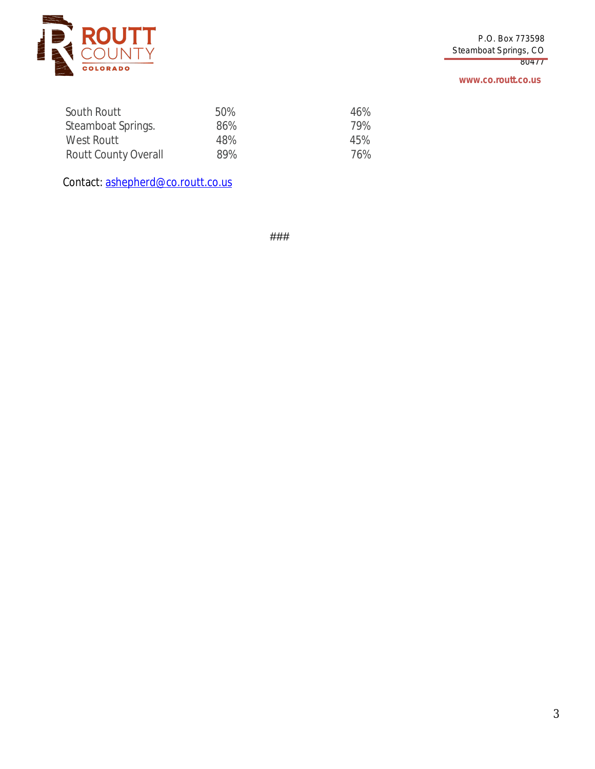| | | |
|---|---|---|
| South Routt | 50% | 46% |
| Steamboat Springs. | 86% | 79% |
| West Routt | 48% | 45% |
| Routt County Overall | 89% | 76% |

Contact: ashepherd@co.routt.co.us

###